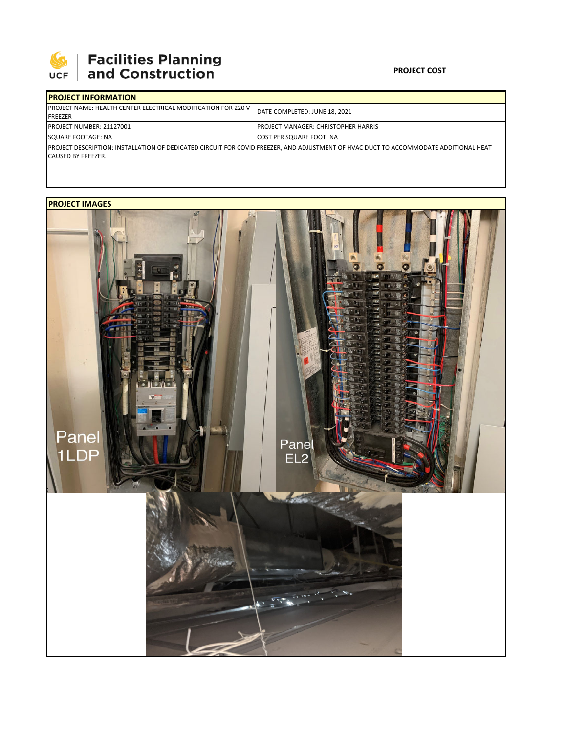Facilities Planning and Construction

UCF

**PROJECT COST**

| PROJECT INFORMATION | |
|---|---|
| PROJECT NAME: HEALTH CENTER ELECTRICAL MODIFICATION FOR 220 V FREEZER | DATE COMPLETED: JUNE 18, 2021 |
| PROJECT NUMBER: 21127001 | PROJECT MANAGER: CHRISTOPHER HARRIS |
| SQUARE FOOTAGE: NA | COST PER SQUARE FOOT: NA |
| PROJECT DESCRIPTION: INSTALLATION OF DEDICATED CIRCUIT FOR COVID FREEZER, AND ADJUSTMENT OF HVAC DUCT TO ACCOMMODATE ADDITIONAL HEAT CAUSED BY FREEZER. | |

**PROJECT IMAGES**

Panel 1LDP

Panel EL2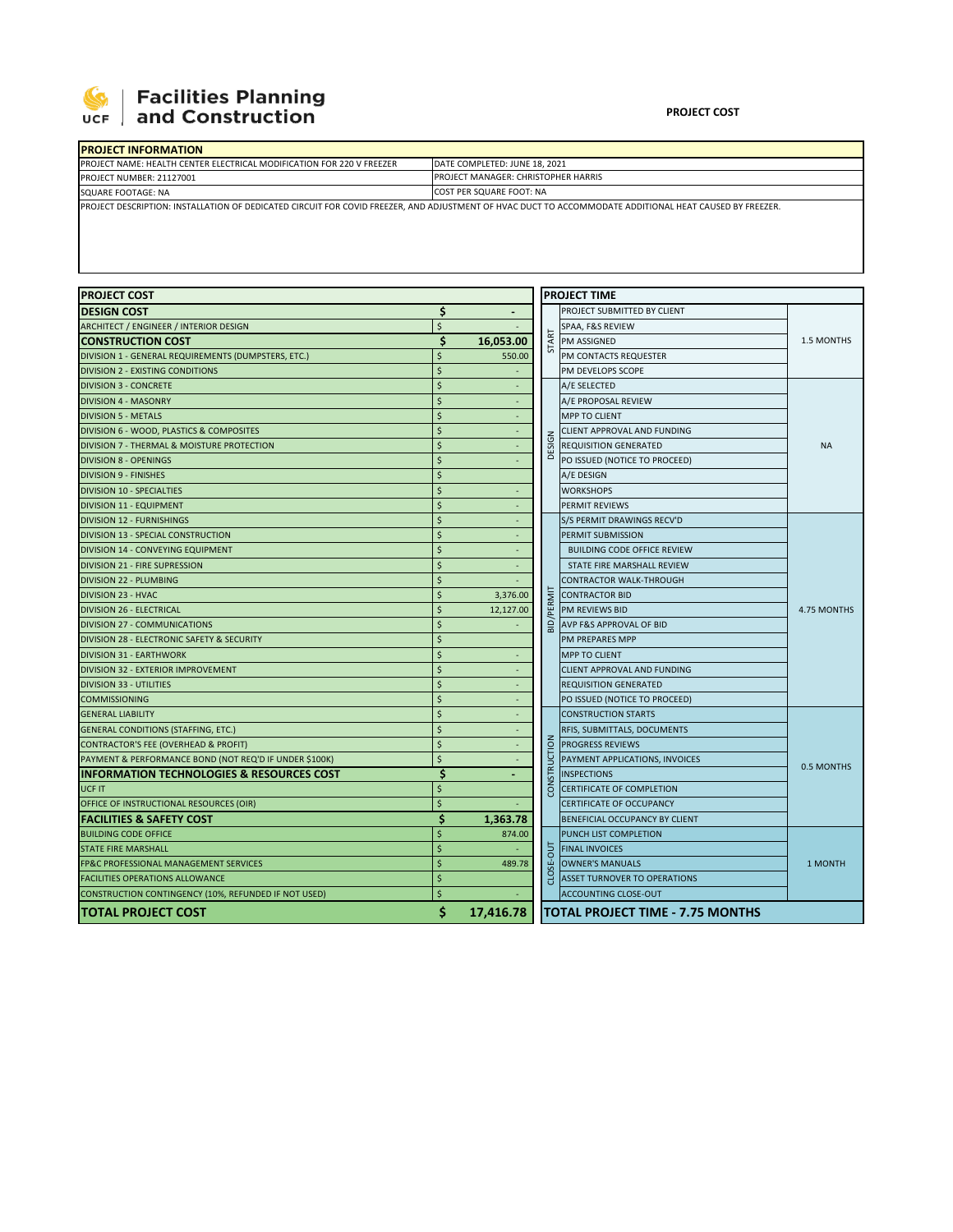# Facilities Planning and Construction

**PROJECT COST**

| **PROJECT INFORMATION** | |
|---|---|
| PROJECT NAME: HEALTH CENTER ELECTRICAL MODIFICATION FOR 220 V FREEZER | DATE COMPLETED: JUNE 18, 2021 |
| PROJECT NUMBER: 21127001 | PROJECT MANAGER: CHRISTOPHER HARRIS |
| SQUARE FOOTAGE: NA | COST PER SQUARE FOOT: NA |

PROJECT DESCRIPTION: INSTALLATION OF DEDICATED CIRCUIT FOR COVID FREEZER, AND ADJUSTMENT OF HVAC DUCT TO ACCOMMODATE ADDITIONAL HEAT CAUSED BY FREEZER.

| **PROJECT COST** | | |
|---|---|---|
| **DESIGN COST** | $ | - |
| ARCHITECT / ENGINEER / INTERIOR DESIGN | $ | - |
| **CONSTRUCTION COST** | $ | 16,053.00 |
| DIVISION 1 - GENERAL REQUIREMENTS (DUMPSTERS, ETC.) | $ | 550.00 |
| DIVISION 2 - EXISTING CONDITIONS | $ | - |
| DIVISION 3 - CONCRETE | $ | - |
| DIVISION 4 - MASONRY | $ | - |
| DIVISION 5 - METALS | $ | - |
| DIVISION 6 - WOOD, PLASTICS & COMPOSITES | $ | - |
| DIVISION 7 - THERMAL & MOISTURE PROTECTION | $ | - |
| DIVISION 8 - OPENINGS | $ | - |
| DIVISION 9 - FINISHES | $ | |
| DIVISION 10 - SPECIALTIES | $ | - |
| DIVISION 11 - EQUIPMENT | $ | - |
| DIVISION 12 - FURNISHINGS | $ | - |
| DIVISION 13 - SPECIAL CONSTRUCTION | $ | - |
| DIVISION 14 - CONVEYING EQUIPMENT | $ | - |
| DIVISION 21 - FIRE SUPRESSION | $ | - |
| DIVISION 22 - PLUMBING | $ | - |
| DIVISION 23 - HVAC | $ | 3,376.00 |
| DIVISION 26 - ELECTRICAL | $ | 12,127.00 |
| DIVISION 27 - COMMUNICATIONS | $ | - |
| DIVISION 28 - ELECTRONIC SAFETY & SECURITY | $ | |
| DIVISION 31 - EARTHWORK | $ | - |
| DIVISION 32 - EXTERIOR IMPROVEMENT | $ | - |
| DIVISION 33 - UTILITIES | $ | - |
| COMMISSIONING | $ | - |
| GENERAL LIABILITY | $ | - |
| GENERAL CONDITIONS (STAFFING, ETC.) | $ | - |
| CONTRACTOR'S FEE (OVERHEAD & PROFIT) | $ | - |
| PAYMENT & PERFORMANCE BOND (NOT REQ'D IF UNDER $100K) | $ | - |
| **INFORMATION TECHNOLOGIES & RESOURCES COST** | $ | - |
| UCF IT | $ | |
| OFFICE OF INSTRUCTIONAL RESOURCES (OIR) | $ | - |
| **FACILITIES & SAFETY COST** | $ | 1,363.78 |
| BUILDING CODE OFFICE | $ | 874.00 |
| STATE FIRE MARSHALL | $ | - |
| FP&C PROFESSIONAL MANAGEMENT SERVICES | $ | 489.78 |
| FACILITIES OPERATIONS ALLOWANCE | $ | |
| CONSTRUCTION CONTINGENCY (10%, REFUNDED IF NOT USED) | $ | - |
| **TOTAL PROJECT COST** | $ | 17,416.78 |

| **PROJECT TIME** | | |
|---|---|---|
| START | PROJECT SUBMITTED BY CLIENT | 1.5 MONTHS |
| | SPAA, F&S REVIEW | |
| | PM ASSIGNED | |
| | PM CONTACTS REQUESTER | |
| | PM DEVELOPS SCOPE | |
| DESIGN | A/E SELECTED | NA |
| | A/E PROPOSAL REVIEW | |
| | MPP TO CLIENT | |
| | CLIENT APPROVAL AND FUNDING | |
| | REQUISITION GENERATED | |
| | PO ISSUED (NOTICE TO PROCEED) | |
| | A/E DESIGN | |
| | WORKSHOPS | |
| | PERMIT REVIEWS | |
| BID/PERMIT | S/S PERMIT DRAWINGS RECV'D | 4.75 MONTHS |
| | PERMIT SUBMISSION | |
| | BUILDING CODE OFFICE REVIEW | |
| | STATE FIRE MARSHALL REVIEW | |
| | CONTRACTOR WALK-THROUGH | |
| | CONTRACTOR BID | |
| | PM REVIEWS BID | |
| | AVP F&S APPROVAL OF BID | |
| | PM PREPARES MPP | |
| | MPP TO CLIENT | |
| | CLIENT APPROVAL AND FUNDING | |
| | REQUISITION GENERATED | |
| | PO ISSUED (NOTICE TO PROCEED) | |
| CONSTRUCTION | CONSTRUCTION STARTS | 0.5 MONTHS |
| | RFIS, SUBMITTALS, DOCUMENTS | |
| | PROGRESS REVIEWS | |
| | PAYMENT APPLICATIONS, INVOICES | |
| | INSPECTIONS | |
| | CERTIFICATE OF COMPLETION | |
| | CERTIFICATE OF OCCUPANCY | |
| | BENEFICIAL OCCUPANCY BY CLIENT | |
| CLOSE-OUT | PUNCH LIST COMPLETION | 1 MONTH |
| | FINAL INVOICES | |
| | OWNER'S MANUALS | |
| | ASSET TURNOVER TO OPERATIONS | |
| | ACCOUNTING CLOSE-OUT | |
| **TOTAL PROJECT TIME - 7.75 MONTHS** | | |